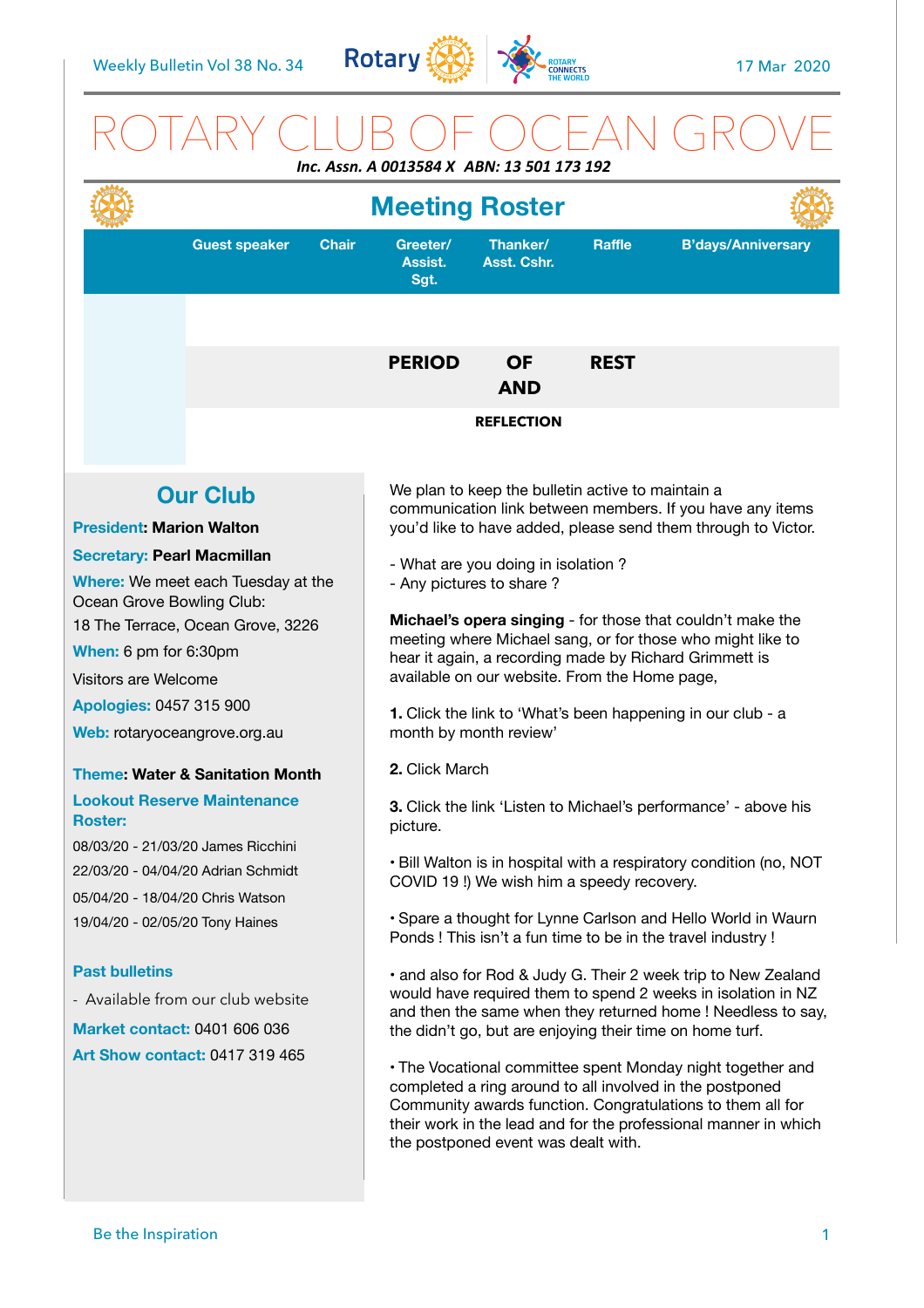Weekly Bulletin Vol 38 No. 34 — 17 Mar 2020

# ROTARY CLUB OF OCEAN GROVE

***Inc. Assn. A 0013584 X ABN: 13 501 173 192***

## Meeting Roster

| | Guest speaker | Chair | Greeter/ Assist. Sgt. | Thanker/ Asst. Cshr. | Raffle | B'days/Anniversary |
|---|---|---|---|---|---|---|
| | | | | | | |
| | | | **PERIOD** | **OF AND** | **REST** | |
| | | | | **REFLECTION** | | |

## Our Club

**President: Marion Walton**

**Secretary: Pearl Macmillan**

**Where:** We meet each Tuesday at the Ocean Grove Bowling Club:
18 The Terrace, Ocean Grove, 3226

**When:** 6 pm for 6:30pm

Visitors are Welcome

**Apologies:** 0457 315 900

**Web:** rotaryoceangrove.org.au

**Theme: Water & Sanitation Month**

**Lookout Reserve Maintenance Roster:**

08/03/20 - 21/03/20 James Ricchini
22/03/20 - 04/04/20 Adrian Schmidt
05/04/20 - 18/04/20 Chris Watson
19/04/20 - 02/05/20 Tony Haines

**Past bulletins**

- Available from our club website

**Market contact:** 0401 606 036

**Art Show contact:** 0417 319 465

We plan to keep the bulletin active to maintain a communication link between members. If you have any items you'd like to have added, please send them through to Victor.

- What are you doing in isolation ?
- Any pictures to share ?

**Michael's opera singing** - for those that couldn't make the meeting where Michael sang, or for those who might like to hear it again, a recording made by Richard Grimmett is available on our website. From the Home page,

**1.** Click the link to 'What's been happening in our club - a month by month review'

**2.** Click March

**3.** Click the link 'Listen to Michael's performance' - above his picture.

• Bill Walton is in hospital with a respiratory condition (no, NOT COVID 19 !) We wish him a speedy recovery.

• Spare a thought for Lynne Carlson and Hello World in Waurn Ponds ! This isn't a fun time to be in the travel industry !

• and also for Rod & Judy G. Their 2 week trip to New Zealand would have required them to spend 2 weeks in isolation in NZ and then the same when they returned home ! Needless to say, the didn't go, but are enjoying their time on home turf.

• The Vocational committee spent Monday night together and completed a ring around to all involved in the postponed Community awards function. Congratulations to them all for their work in the lead and for the professional manner in which the postponed event was dealt with.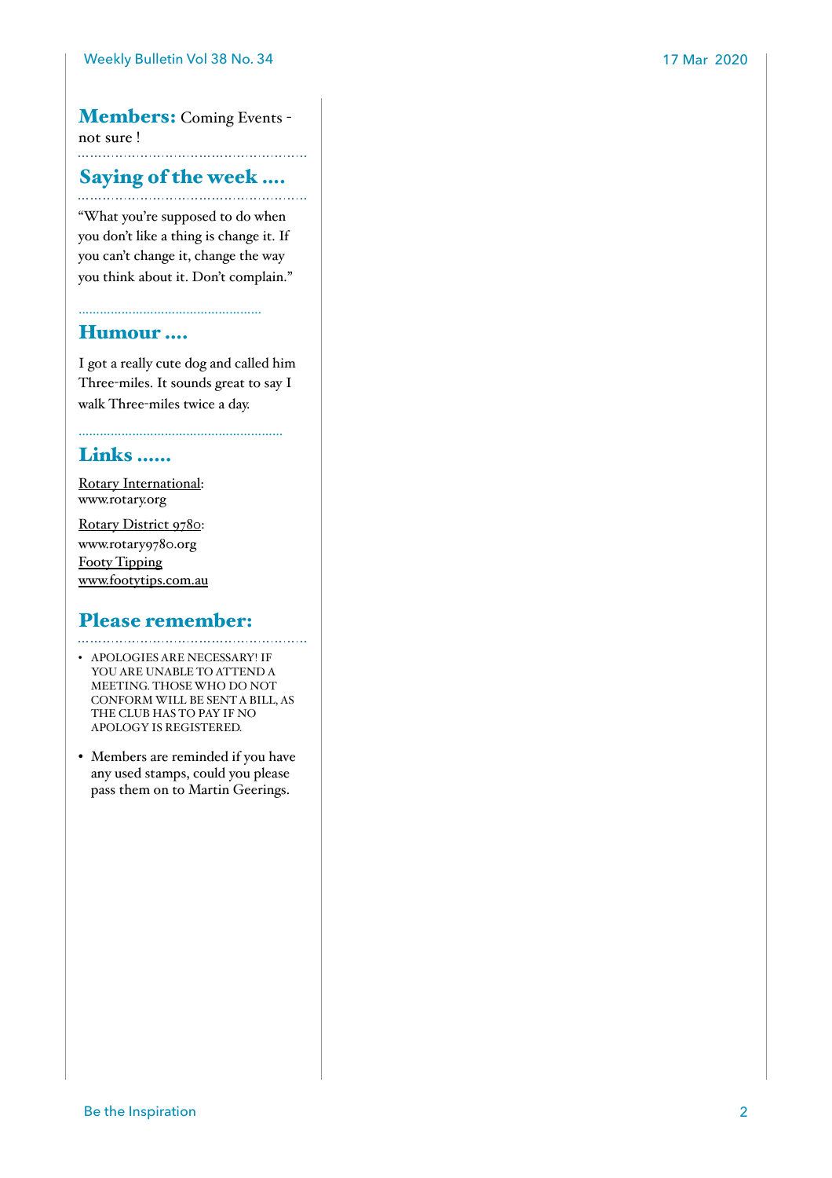**Members:** Coming Events - not sure !

## Saying of the week ....

"What you're supposed to do when you don't like a thing is change it. If you can't change it, change the way you think about it. Don't complain."

## Humour ....

I got a really cute dog and called him Three-miles. It sounds great to say I walk Three-miles twice a day.

## Links ......

Rotary International: www.rotary.org

Rotary District 9780: www.rotary9780.org

Footy Tipping
www.footytips.com.au

## Please remember:

- APOLOGIES ARE NECESSARY! IF YOU ARE UNABLE TO ATTEND A MEETING. THOSE WHO DO NOT CONFORM WILL BE SENT A BILL, AS THE CLUB HAS TO PAY IF NO APOLOGY IS REGISTERED.
- Members are reminded if you have any used stamps, could you please pass them on to Martin Geerings.